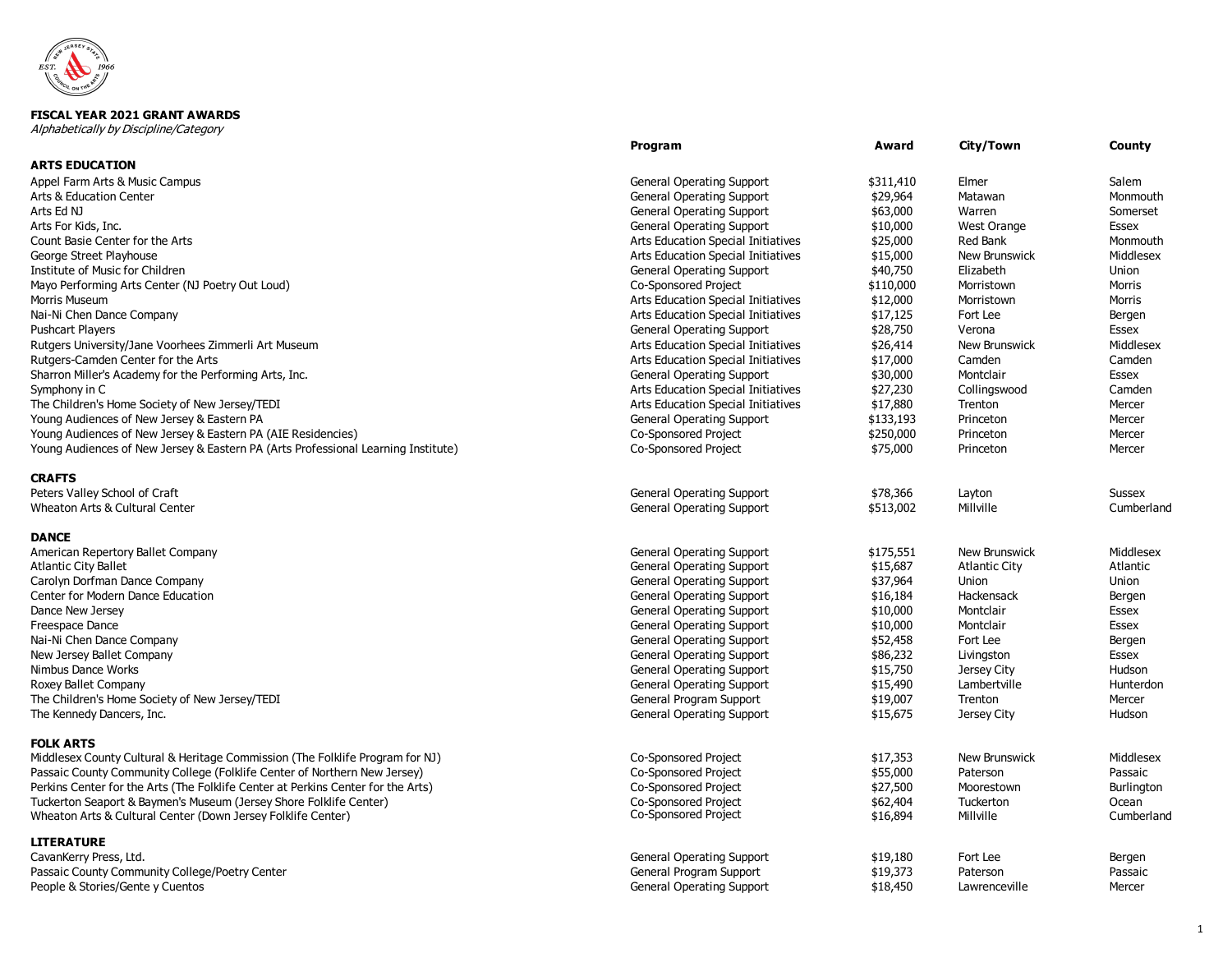**FISCAL YEAR 2021 GRANT AWARDS**

*Alphabetically by Discipline/Category*

| | Program | Award | City/Town | County |
|---|---|---|---|---|
| **ARTS EDUCATION** | | | | |
| Appel Farm Arts & Music Campus | General Operating Support | $311,410 | Elmer | Salem |
| Arts & Education Center | General Operating Support | $29,964 | Matawan | Monmouth |
| Arts Ed NJ | General Operating Support | $63,000 | Warren | Somerset |
| Arts For Kids, Inc. | General Operating Support | $10,000 | West Orange | Essex |
| Count Basie Center for the Arts | Arts Education Special Initiatives | $25,000 | Red Bank | Monmouth |
| George Street Playhouse | Arts Education Special Initiatives | $15,000 | New Brunswick | Middlesex |
| Institute of Music for Children | General Operating Support | $40,750 | Elizabeth | Union |
| Mayo Performing Arts Center (NJ Poetry Out Loud) | Co-Sponsored Project | $110,000 | Morristown | Morris |
| Morris Museum | Arts Education Special Initiatives | $12,000 | Morristown | Morris |
| Nai-Ni Chen Dance Company | Arts Education Special Initiatives | $17,125 | Fort Lee | Bergen |
| Pushcart Players | General Operating Support | $28,750 | Verona | Essex |
| Rutgers University/Jane Voorhees Zimmerli Art Museum | Arts Education Special Initiatives | $26,414 | New Brunswick | Middlesex |
| Rutgers-Camden Center for the Arts | Arts Education Special Initiatives | $17,000 | Camden | Camden |
| Sharron Miller's Academy for the Performing Arts, Inc. | General Operating Support | $30,000 | Montclair | Essex |
| Symphony in C | Arts Education Special Initiatives | $27,230 | Collingswood | Camden |
| The Children's Home Society of New Jersey/TEDI | Arts Education Special Initiatives | $17,880 | Trenton | Mercer |
| Young Audiences of New Jersey & Eastern PA | General Operating Support | $133,193 | Princeton | Mercer |
| Young Audiences of New Jersey & Eastern PA (AIE Residencies) | Co-Sponsored Project | $250,000 | Princeton | Mercer |
| Young Audiences of New Jersey & Eastern PA (Arts Professional Learning Institute) | Co-Sponsored Project | $75,000 | Princeton | Mercer |
| **CRAFTS** | | | | |
| Peters Valley School of Craft | General Operating Support | $78,366 | Layton | Sussex |
| Wheaton Arts & Cultural Center | General Operating Support | $513,002 | Millville | Cumberland |
| **DANCE** | | | | |
| American Repertory Ballet Company | General Operating Support | $175,551 | New Brunswick | Middlesex |
| Atlantic City Ballet | General Operating Support | $15,687 | Atlantic City | Atlantic |
| Carolyn Dorfman Dance Company | General Operating Support | $37,964 | Union | Union |
| Center for Modern Dance Education | General Operating Support | $16,184 | Hackensack | Bergen |
| Dance New Jersey | General Operating Support | $10,000 | Montclair | Essex |
| Freespace Dance | General Operating Support | $10,000 | Montclair | Essex |
| Nai-Ni Chen Dance Company | General Operating Support | $52,458 | Fort Lee | Bergen |
| New Jersey Ballet Company | General Operating Support | $86,232 | Livingston | Essex |
| Nimbus Dance Works | General Operating Support | $15,750 | Jersey City | Hudson |
| Roxey Ballet Company | General Operating Support | $15,490 | Lambertville | Hunterdon |
| The Children's Home Society of New Jersey/TEDI | General Program Support | $19,007 | Trenton | Mercer |
| The Kennedy Dancers, Inc. | General Operating Support | $15,675 | Jersey City | Hudson |
| **FOLK ARTS** | | | | |
| Middlesex County Cultural & Heritage Commission (The Folklife Program for NJ) | Co-Sponsored Project | $17,353 | New Brunswick | Middlesex |
| Passaic County Community College (Folklife Center of Northern New Jersey) | Co-Sponsored Project | $55,000 | Paterson | Passaic |
| Perkins Center for the Arts (The Folklife Center at Perkins Center for the Arts) | Co-Sponsored Project | $27,500 | Moorestown | Burlington |
| Tuckerton Seaport & Baymen's Museum (Jersey Shore Folklife Center) | Co-Sponsored Project | $62,404 | Tuckerton | Ocean |
| Wheaton Arts & Cultural Center (Down Jersey Folklife Center) | Co-Sponsored Project | $16,894 | Millville | Cumberland |
| **LITERATURE** | | | | |
| CavanKerry Press, Ltd. | General Operating Support | $19,180 | Fort Lee | Bergen |
| Passaic County Community College/Poetry Center | General Program Support | $19,373 | Paterson | Passaic |
| People & Stories/Gente y Cuentos | General Operating Support | $18,450 | Lawrenceville | Mercer |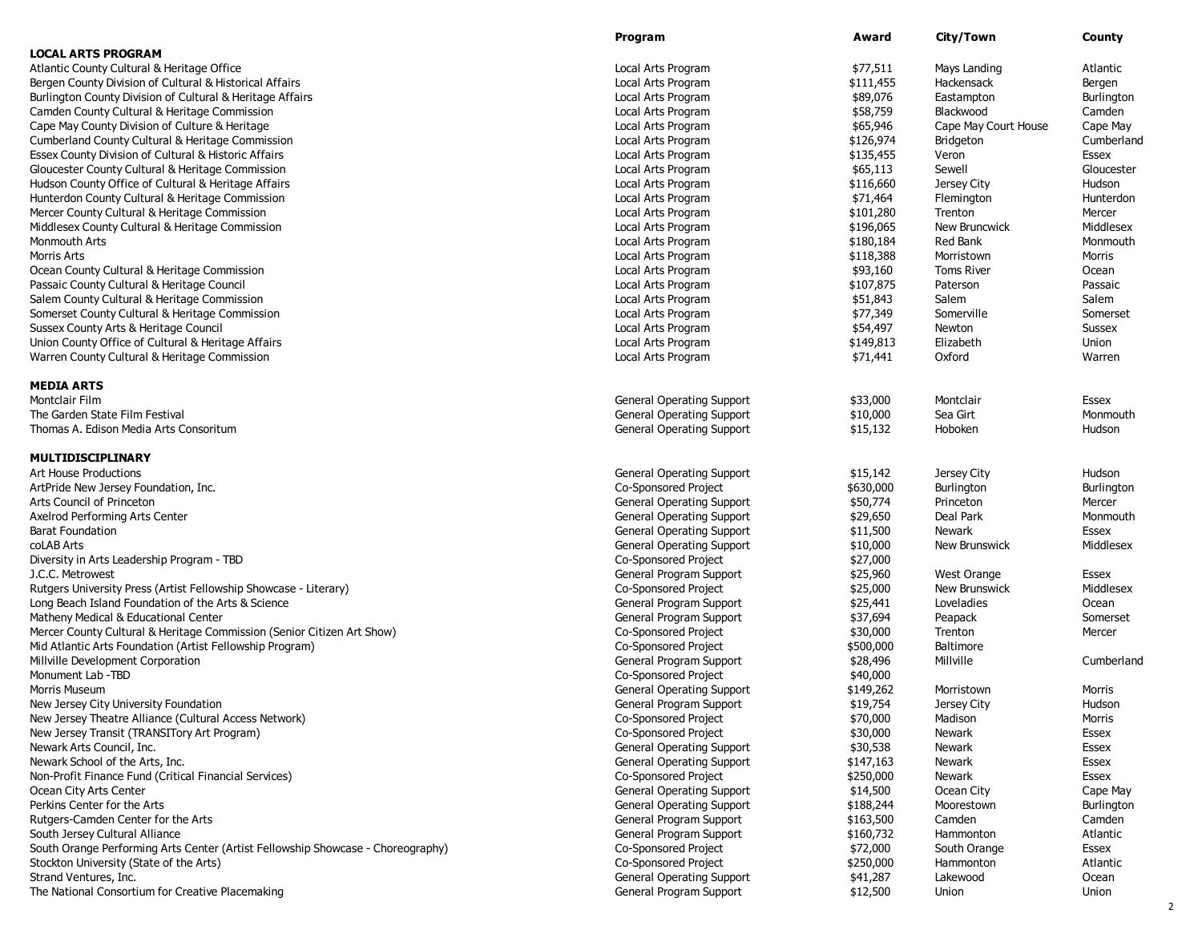| | Program | Award | City/Town | County |
|---|---|---|---|---|
| **LOCAL ARTS PROGRAM** | | | | |
| Atlantic County Cultural & Heritage Office | Local Arts Program | $77,511 | Mays Landing | Atlantic |
| Bergen County Division of Cultural & Historical Affairs | Local Arts Program | $111,455 | Hackensack | Bergen |
| Burlington County Division of Cultural & Heritage Affairs | Local Arts Program | $89,076 | Eastampton | Burlington |
| Camden County Cultural & Heritage Commission | Local Arts Program | $58,759 | Blackwood | Camden |
| Cape May County Division of Culture & Heritage | Local Arts Program | $65,946 | Cape May Court House | Cape May |
| Cumberland County Cultural & Heritage Commission | Local Arts Program | $126,974 | Bridgeton | Cumberland |
| Essex County Division of Cultural & Historic Affairs | Local Arts Program | $135,455 | Veron | Essex |
| Gloucester County Cultural & Heritage Commission | Local Arts Program | $65,113 | Sewell | Gloucester |
| Hudson County Office of Cultural & Heritage Affairs | Local Arts Program | $116,660 | Jersey City | Hudson |
| Hunterdon County Cultural & Heritage Commission | Local Arts Program | $71,464 | Flemington | Hunterdon |
| Mercer County Cultural & Heritage Commission | Local Arts Program | $101,280 | Trenton | Mercer |
| Middlesex County Cultural & Heritage Commission | Local Arts Program | $196,065 | New Bruncwick | Middlesex |
| Monmouth Arts | Local Arts Program | $180,184 | Red Bank | Monmouth |
| Morris Arts | Local Arts Program | $118,388 | Morristown | Morris |
| Ocean County Cultural & Heritage Commission | Local Arts Program | $93,160 | Toms River | Ocean |
| Passaic County Cultural & Heritage Council | Local Arts Program | $107,875 | Paterson | Passaic |
| Salem County Cultural & Heritage Commission | Local Arts Program | $51,843 | Salem | Salem |
| Somerset County Cultural & Heritage Commission | Local Arts Program | $77,349 | Somerville | Somerset |
| Sussex County Arts & Heritage Council | Local Arts Program | $54,497 | Newton | Sussex |
| Union County Office of Cultural & Heritage Affairs | Local Arts Program | $149,813 | Elizabeth | Union |
| Warren County Cultural & Heritage Commission | Local Arts Program | $71,441 | Oxford | Warren |
| **MEDIA ARTS** | | | | |
| Montclair Film | General Operating Support | $33,000 | Montclair | Essex |
| The Garden State Film Festival | General Operating Support | $10,000 | Sea Girt | Monmouth |
| Thomas A. Edison Media Arts Consoritum | General Operating Support | $15,132 | Hoboken | Hudson |
| **MULTIDISCIPLINARY** | | | | |
| Art House Productions | General Operating Support | $15,142 | Jersey City | Hudson |
| ArtPride New Jersey Foundation, Inc. | Co-Sponsored Project | $630,000 | Burlington | Burlington |
| Arts Council of Princeton | General Operating Support | $50,774 | Princeton | Mercer |
| Axelrod Performing Arts Center | General Operating Support | $29,650 | Deal Park | Monmouth |
| Barat Foundation | General Operating Support | $11,500 | Newark | Essex |
| coLAB Arts | General Operating Support | $10,000 | New Brunswick | Middlesex |
| Diversity in Arts Leadership Program - TBD | Co-Sponsored Project | $27,000 | | |
| J.C.C. Metrowest | General Program Support | $25,960 | West Orange | Essex |
| Rutgers University Press (Artist Fellowship Showcase - Literary) | Co-Sponsored Project | $25,000 | New Brunswick | Middlesex |
| Long Beach Island Foundation of the Arts & Science | General Program Support | $25,441 | Loveladies | Ocean |
| Matheny Medical & Educational Center | General Program Support | $37,694 | Peapack | Somerset |
| Mercer County Cultural & Heritage Commission (Senior Citizen Art Show) | Co-Sponsored Project | $30,000 | Trenton | Mercer |
| Mid Atlantic Arts Foundation (Artist Fellowship Program) | Co-Sponsored Project | $500,000 | Baltimore | |
| Millville Development Corporation | General Program Support | $28,496 | Millville | Cumberland |
| Monument Lab -TBD | Co-Sponsored Project | $40,000 | | |
| Morris Museum | General Operating Support | $149,262 | Morristown | Morris |
| New Jersey City University Foundation | General Program Support | $19,754 | Jersey City | Hudson |
| New Jersey Theatre Alliance (Cultural Access Network) | Co-Sponsored Project | $70,000 | Madison | Morris |
| New Jersey Transit (TRANSITory Art Program) | Co-Sponsored Project | $30,000 | Newark | Essex |
| Newark Arts Council, Inc. | General Operating Support | $30,538 | Newark | Essex |
| Newark School of the Arts, Inc. | General Operating Support | $147,163 | Newark | Essex |
| Non-Profit Finance Fund (Critical Financial Services) | Co-Sponsored Project | $250,000 | Newark | Essex |
| Ocean City Arts Center | General Operating Support | $14,500 | Ocean City | Cape May |
| Perkins Center for the Arts | General Operating Support | $188,244 | Moorestown | Burlington |
| Rutgers-Camden Center for the Arts | General Program Support | $163,500 | Camden | Camden |
| South Jersey Cultural Alliance | General Program Support | $160,732 | Hammonton | Atlantic |
| South Orange Performing Arts Center (Artist Fellowship Showcase - Choreography) | Co-Sponsored Project | $72,000 | South Orange | Essex |
| Stockton University (State of the Arts) | Co-Sponsored Project | $250,000 | Hammonton | Atlantic |
| Strand Ventures, Inc. | General Operating Support | $41,287 | Lakewood | Ocean |
| The National Consortium for Creative Placemaking | General Program Support | $12,500 | Union | Union |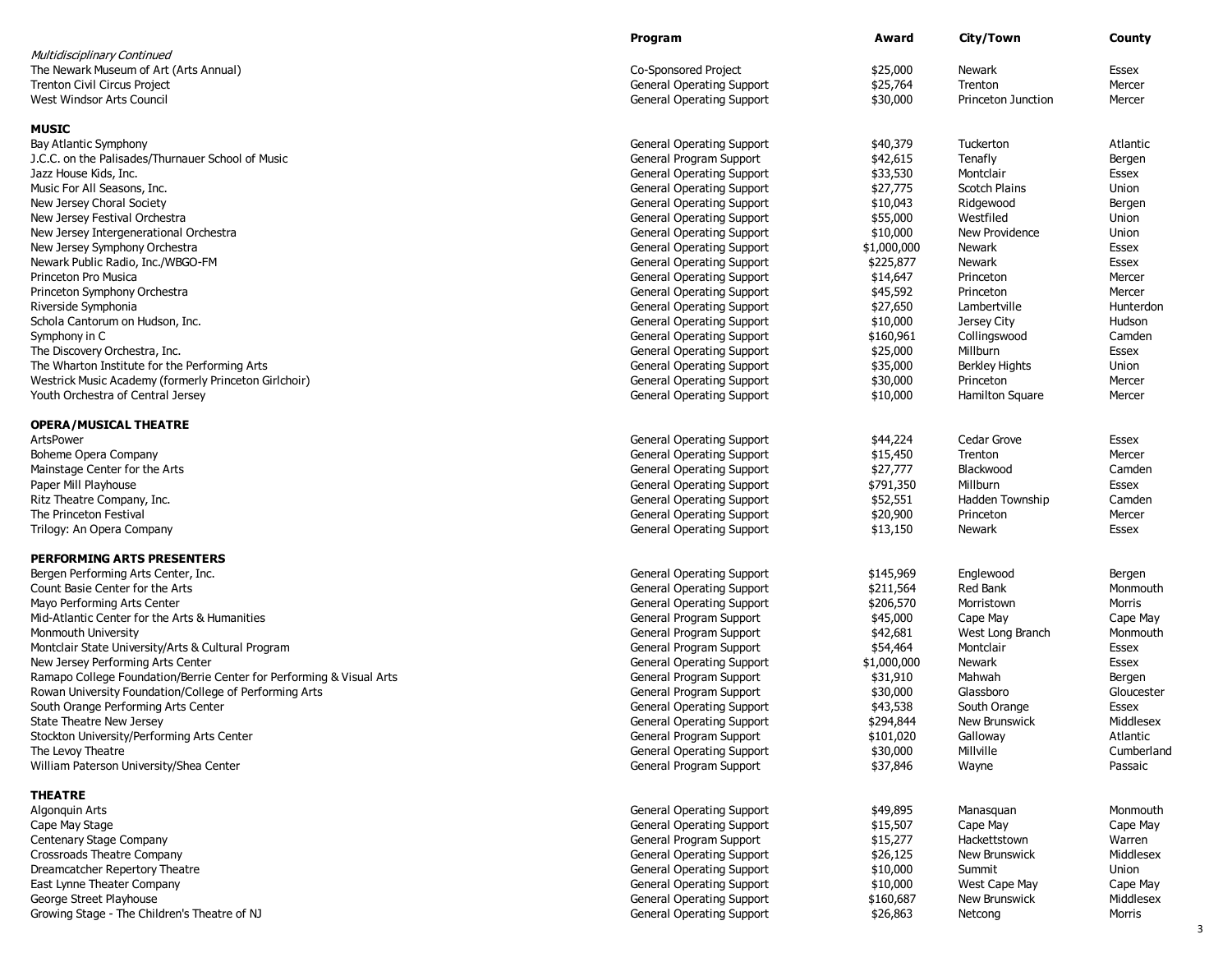| | Program | Award | City/Town | County |
|---|---|---|---|---|
| *Multidisciplinary Continued* | | | | |
| The Newark Museum of Art (Arts Annual) | Co-Sponsored Project | $25,000 | Newark | Essex |
| Trenton Civil Circus Project | General Operating Support | $25,764 | Trenton | Mercer |
| West Windsor Arts Council | General Operating Support | $30,000 | Princeton Junction | Mercer |
| **MUSIC** | | | | |
| Bay Atlantic Symphony | General Operating Support | $40,379 | Tuckerton | Atlantic |
| J.C.C. on the Palisades/Thurnauer School of Music | General Program Support | $42,615 | Tenafly | Bergen |
| Jazz House Kids, Inc. | General Operating Support | $33,530 | Montclair | Essex |
| Music For All Seasons, Inc. | General Operating Support | $27,775 | Scotch Plains | Union |
| New Jersey Choral Society | General Operating Support | $10,043 | Ridgewood | Bergen |
| New Jersey Festival Orchestra | General Operating Support | $55,000 | Westfiled | Union |
| New Jersey Intergenerational Orchestra | General Operating Support | $10,000 | New Providence | Union |
| New Jersey Symphony Orchestra | General Operating Support | $1,000,000 | Newark | Essex |
| Newark Public Radio, Inc./WBGO-FM | General Operating Support | $225,877 | Newark | Essex |
| Princeton Pro Musica | General Operating Support | $14,647 | Princeton | Mercer |
| Princeton Symphony Orchestra | General Operating Support | $45,592 | Princeton | Mercer |
| Riverside Symphonia | General Operating Support | $27,650 | Lambertville | Hunterdon |
| Schola Cantorum on Hudson, Inc. | General Operating Support | $10,000 | Jersey City | Hudson |
| Symphony in C | General Operating Support | $160,961 | Collingswood | Camden |
| The Discovery Orchestra, Inc. | General Operating Support | $25,000 | Millburn | Essex |
| The Wharton Institute for the Performing Arts | General Operating Support | $35,000 | Berkley Hights | Union |
| Westrick Music Academy (formerly Princeton Girlchoir) | General Operating Support | $30,000 | Princeton | Mercer |
| Youth Orchestra of Central Jersey | General Operating Support | $10,000 | Hamilton Square | Mercer |
| **OPERA/MUSICAL THEATRE** | | | | |
| ArtsPower | General Operating Support | $44,224 | Cedar Grove | Essex |
| Boheme Opera Company | General Operating Support | $15,450 | Trenton | Mercer |
| Mainstage Center for the Arts | General Operating Support | $27,777 | Blackwood | Camden |
| Paper Mill Playhouse | General Operating Support | $791,350 | Millburn | Essex |
| Ritz Theatre Company, Inc. | General Operating Support | $52,551 | Hadden Township | Camden |
| The Princeton Festival | General Operating Support | $20,900 | Princeton | Mercer |
| Trilogy: An Opera Company | General Operating Support | $13,150 | Newark | Essex |
| **PERFORMING ARTS PRESENTERS** | | | | |
| Bergen Performing Arts Center, Inc. | General Operating Support | $145,969 | Englewood | Bergen |
| Count Basie Center for the Arts | General Operating Support | $211,564 | Red Bank | Monmouth |
| Mayo Performing Arts Center | General Operating Support | $206,570 | Morristown | Morris |
| Mid-Atlantic Center for the Arts & Humanities | General Program Support | $45,000 | Cape May | Cape May |
| Monmouth University | General Program Support | $42,681 | West Long Branch | Monmouth |
| Montclair State University/Arts & Cultural Program | General Program Support | $54,464 | Montclair | Essex |
| New Jersey Performing Arts Center | General Operating Support | $1,000,000 | Newark | Essex |
| Ramapo College Foundation/Berrie Center for Performing & Visual Arts | General Program Support | $31,910 | Mahwah | Bergen |
| Rowan University Foundation/College of Performing Arts | General Program Support | $30,000 | Glassboro | Gloucester |
| South Orange Performing Arts Center | General Operating Support | $43,538 | South Orange | Essex |
| State Theatre New Jersey | General Operating Support | $294,844 | New Brunswick | Middlesex |
| Stockton University/Performing Arts Center | General Program Support | $101,020 | Galloway | Atlantic |
| The Levoy Theatre | General Operating Support | $30,000 | Millville | Cumberland |
| William Paterson University/Shea Center | General Program Support | $37,846 | Wayne | Passaic |
| **THEATRE** | | | | |
| Algonquin Arts | General Operating Support | $49,895 | Manasquan | Monmouth |
| Cape May Stage | General Operating Support | $15,507 | Cape May | Cape May |
| Centenary Stage Company | General Program Support | $15,277 | Hackettstown | Warren |
| Crossroads Theatre Company | General Operating Support | $26,125 | New Brunswick | Middlesex |
| Dreamcatcher Repertory Theatre | General Operating Support | $10,000 | Summit | Union |
| East Lynne Theater Company | General Operating Support | $10,000 | West Cape May | Cape May |
| George Street Playhouse | General Operating Support | $160,687 | New Brunswick | Middlesex |
| Growing Stage - The Children's Theatre of NJ | General Operating Support | $26,863 | Netcong | Morris |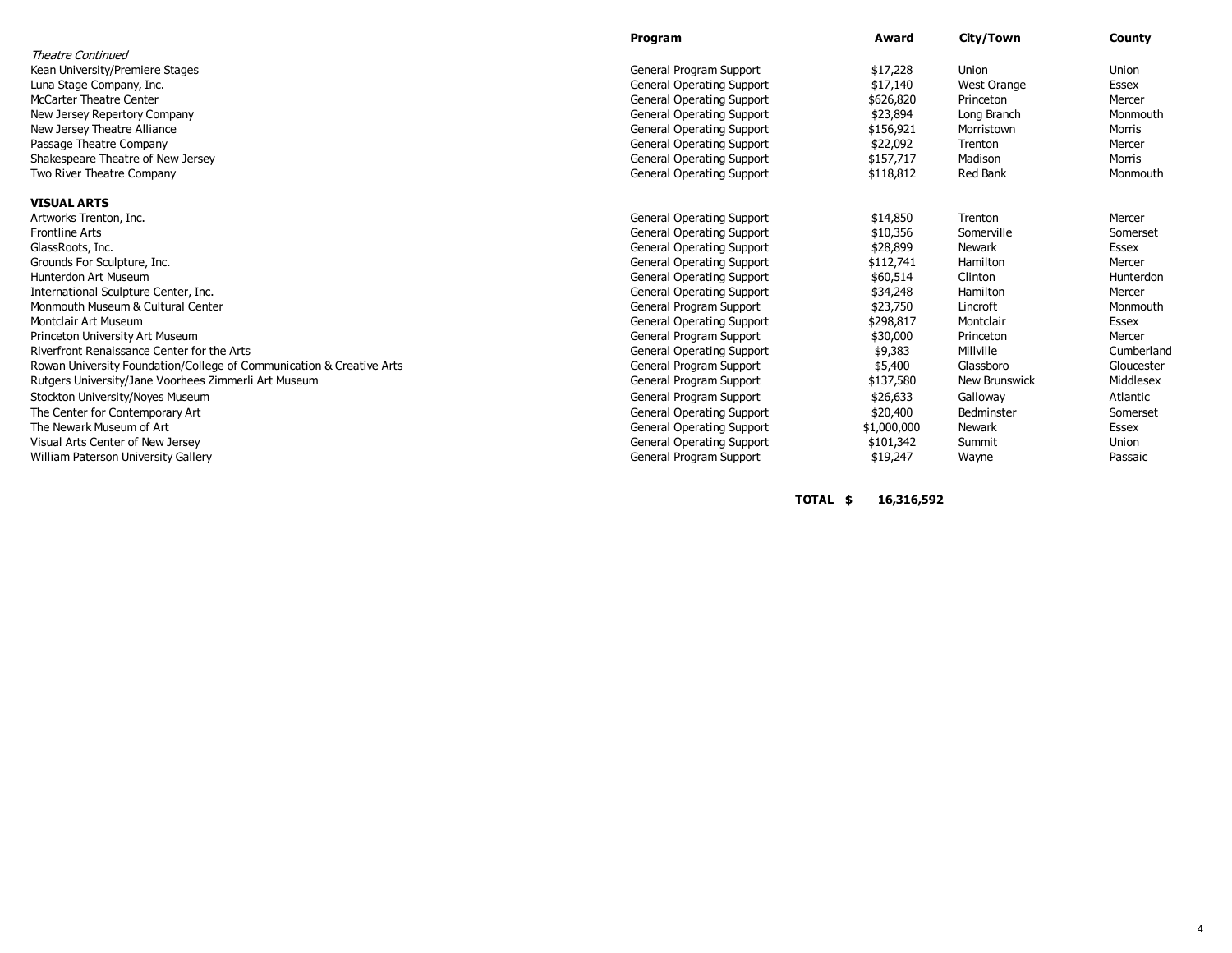| | Program | Award | City/Town | County |
|---|---|---|---|---|
| *Theatre Continued* | | | | |
| Kean University/Premiere Stages | General Program Support | $17,228 | Union | Union |
| Luna Stage Company, Inc. | General Operating Support | $17,140 | West Orange | Essex |
| McCarter Theatre Center | General Operating Support | $626,820 | Princeton | Mercer |
| New Jersey Repertory Company | General Operating Support | $23,894 | Long Branch | Monmouth |
| New Jersey Theatre Alliance | General Operating Support | $156,921 | Morristown | Morris |
| Passage Theatre Company | General Operating Support | $22,092 | Trenton | Mercer |
| Shakespeare Theatre of New Jersey | General Operating Support | $157,717 | Madison | Morris |
| Two River Theatre Company | General Operating Support | $118,812 | Red Bank | Monmouth |
| **VISUAL ARTS** | | | | |
| Artworks Trenton, Inc. | General Operating Support | $14,850 | Trenton | Mercer |
| Frontline Arts | General Operating Support | $10,356 | Somerville | Somerset |
| GlassRoots, Inc. | General Operating Support | $28,899 | Newark | Essex |
| Grounds For Sculpture, Inc. | General Operating Support | $112,741 | Hamilton | Mercer |
| Hunterdon Art Museum | General Operating Support | $60,514 | Clinton | Hunterdon |
| International Sculpture Center, Inc. | General Operating Support | $34,248 | Hamilton | Mercer |
| Monmouth Museum & Cultural Center | General Program Support | $23,750 | Lincroft | Monmouth |
| Montclair Art Museum | General Operating Support | $298,817 | Montclair | Essex |
| Princeton University Art Museum | General Program Support | $30,000 | Princeton | Mercer |
| Riverfront Renaissance Center for the Arts | General Operating Support | $9,383 | Millville | Cumberland |
| Rowan University Foundation/College of Communication & Creative Arts | General Program Support | $5,400 | Glassboro | Gloucester |
| Rutgers University/Jane Voorhees Zimmerli Art Museum | General Program Support | $137,580 | New Brunswick | Middlesex |
| Stockton University/Noyes Museum | General Program Support | $26,633 | Galloway | Atlantic |
| The Center for Contemporary Art | General Operating Support | $20,400 | Bedminster | Somerset |
| The Newark Museum of Art | General Operating Support | $1,000,000 | Newark | Essex |
| Visual Arts Center of New Jersey | General Operating Support | $101,342 | Summit | Union |
| William Paterson University Gallery | General Program Support | $19,247 | Wayne | Passaic |
| | **TOTAL $** | **16,316,592** | | |